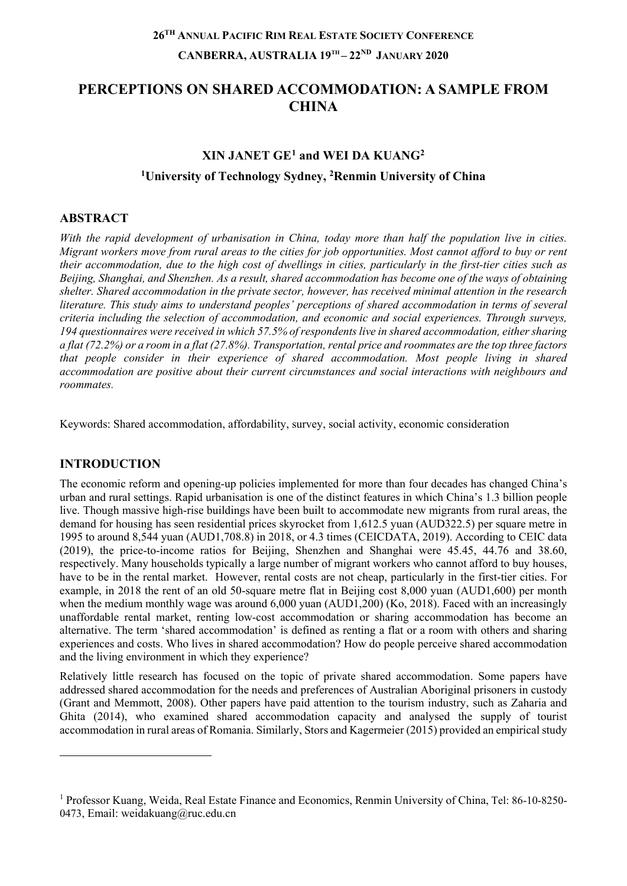26[TH] ANNUAL PACIFIC RIM REAL ESTATE SOCIETY CONFERENCE

CANBERRA, AUSTRALIA 19[TH] – 22[ND] JANUARY 2020

# PERCEPTIONS ON SHARED ACCOMMODATION: A SAMPLE FROM CHINA

**XIN JANET GE[1] and WEI DA KUANG[2]**

**[1]University of Technology Sydney, [2]Renmin University of China**

## ABSTRACT

*With the rapid development of urbanisation in China, today more than half the population live in cities. Migrant workers move from rural areas to the cities for job opportunities. Most cannot afford to buy or rent their accommodation, due to the high cost of dwellings in cities, particularly in the first-tier cities such as Beijing, Shanghai, and Shenzhen. As a result, shared accommodation has become one of the ways of obtaining shelter. Shared accommodation in the private sector, however, has received minimal attention in the research literature. This study aims to understand peoples' perceptions of shared accommodation in terms of several criteria including the selection of accommodation, and economic and social experiences. Through surveys, 194 questionnaires were received in which 57.5% of respondents live in shared accommodation, either sharing a flat (72.2%) or a room in a flat (27.8%). Transportation, rental price and roommates are the top three factors that people consider in their experience of shared accommodation. Most people living in shared accommodation are positive about their current circumstances and social interactions with neighbours and roommates.*

Keywords: Shared accommodation, affordability, survey, social activity, economic consideration

## INTRODUCTION

The economic reform and opening-up policies implemented for more than four decades has changed China's urban and rural settings. Rapid urbanisation is one of the distinct features in which China's 1.3 billion people live. Though massive high-rise buildings have been built to accommodate new migrants from rural areas, the demand for housing has seen residential prices skyrocket from 1,612.5 yuan (AUD322.5) per square metre in 1995 to around 8,544 yuan (AUD1,708.8) in 2018, or 4.3 times (CEICDATA, 2019). According to CEIC data (2019), the price-to-income ratios for Beijing, Shenzhen and Shanghai were 45.45, 44.76 and 38.60, respectively. Many households typically a large number of migrant workers who cannot afford to buy houses, have to be in the rental market. However, rental costs are not cheap, particularly in the first-tier cities. For example, in 2018 the rent of an old 50-square metre flat in Beijing cost 8,000 yuan (AUD1,600) per month when the medium monthly wage was around 6,000 yuan (AUD1,200) (Ko, 2018). Faced with an increasingly unaffordable rental market, renting low-cost accommodation or sharing accommodation has become an alternative. The term 'shared accommodation' is defined as renting a flat or a room with others and sharing experiences and costs. Who lives in shared accommodation? How do people perceive shared accommodation and the living environment in which they experience?

Relatively little research has focused on the topic of private shared accommodation. Some papers have addressed shared accommodation for the needs and preferences of Australian Aboriginal prisoners in custody (Grant and Memmott, 2008). Other papers have paid attention to the tourism industry, such as Zaharia and Ghita (2014), who examined shared accommodation capacity and analysed the supply of tourist accommodation in rural areas of Romania. Similarly, Stors and Kagermeier (2015) provided an empirical study

---

[1] Professor Kuang, Weida, Real Estate Finance and Economics, Renmin University of China, Tel: 86-10-8250-0473, Email: weidakuang@ruc.edu.cn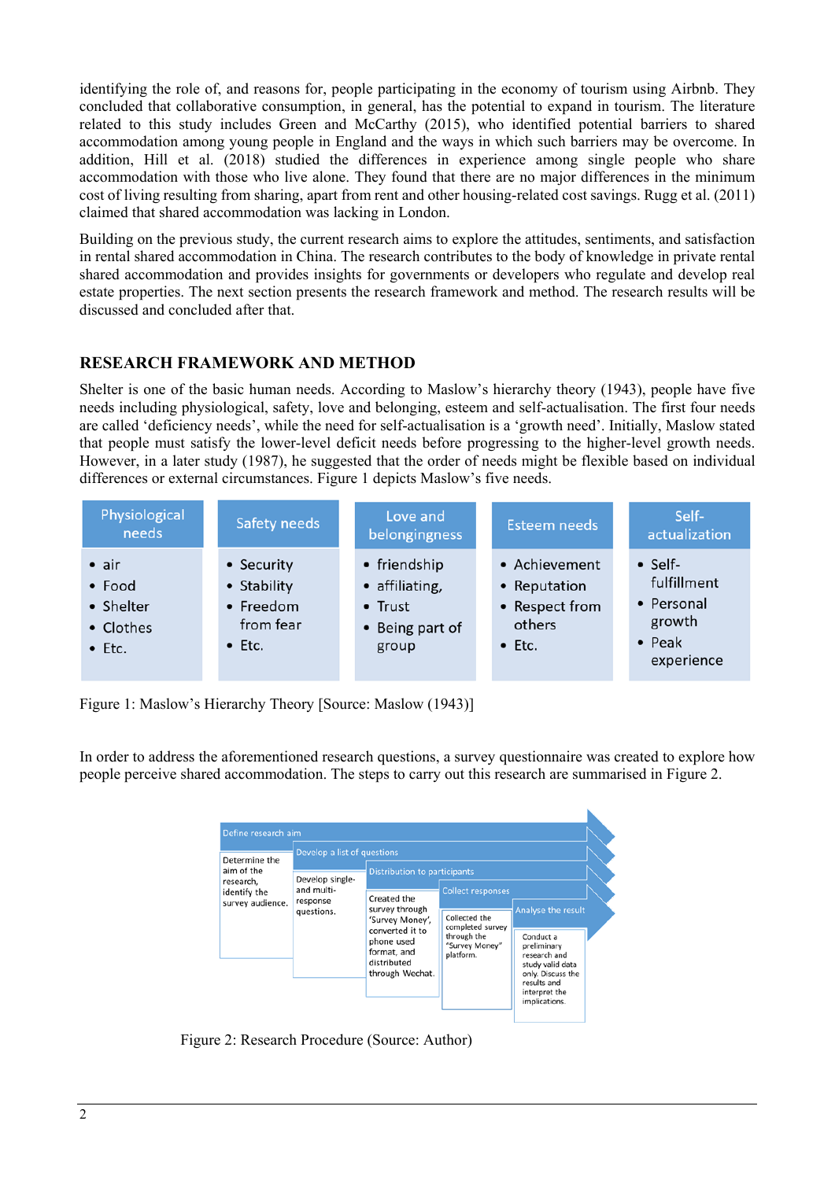identifying the role of, and reasons for, people participating in the economy of tourism using Airbnb. They concluded that collaborative consumption, in general, has the potential to expand in tourism. The literature related to this study includes Green and McCarthy (2015), who identified potential barriers to shared accommodation among young people in England and the ways in which such barriers may be overcome. In addition, Hill et al. (2018) studied the differences in experience among single people who share accommodation with those who live alone. They found that there are no major differences in the minimum cost of living resulting from sharing, apart from rent and other housing-related cost savings. Rugg et al. (2011) claimed that shared accommodation was lacking in London.

Building on the previous study, the current research aims to explore the attitudes, sentiments, and satisfaction in rental shared accommodation in China. The research contributes to the body of knowledge in private rental shared accommodation and provides insights for governments or developers who regulate and develop real estate properties. The next section presents the research framework and method. The research results will be discussed and concluded after that.

## RESEARCH FRAMEWORK AND METHOD

Shelter is one of the basic human needs. According to Maslow's hierarchy theory (1943), people have five needs including physiological, safety, love and belonging, esteem and self-actualisation. The first four needs are called 'deficiency needs', while the need for self-actualisation is a 'growth need'. Initially, Maslow stated that people must satisfy the lower-level deficit needs before progressing to the higher-level growth needs. However, in a later study (1987), he suggested that the order of needs might be flexible based on individual differences or external circumstances. Figure 1 depicts Maslow's five needs.

| Physiological needs | Safety needs | Love and belongingness | Esteem needs | Self-actualization |
|---|---|---|---|---|
| • air<br>• Food<br>• Shelter<br>• Clothes<br>• Etc. | • Security<br>• Stability<br>• Freedom from fear<br>• Etc. | • friendship<br>• affiliating,<br>• Trust<br>• Being part of group | • Achievement<br>• Reputation<br>• Respect from others<br>• Etc. | • Self-fulfillment<br>• Personal growth<br>• Peak experience |

Figure 1: Maslow's Hierarchy Theory [Source: Maslow (1943)]

In order to address the aforementioned research questions, a survey questionnaire was created to explore how people perceive shared accommodation. The steps to carry out this research are summarised in Figure 2.

| Define research aim | Develop a list of questions | Distribution to participants | Collect responses | Analyse the result |
|---|---|---|---|---|
| Determine the aim of the research, identify the survey audience. | Develop single- and multi-response questions. | Created the survey through 'Survey Money', converted it to phone used format, and distributed through Wechat. | Collected the completed survey through the "Survey Money" platform. | Conduct a preliminary research and study valid data only. Discuss the results and interpret the implications. |

Figure 2: Research Procedure (Source: Author)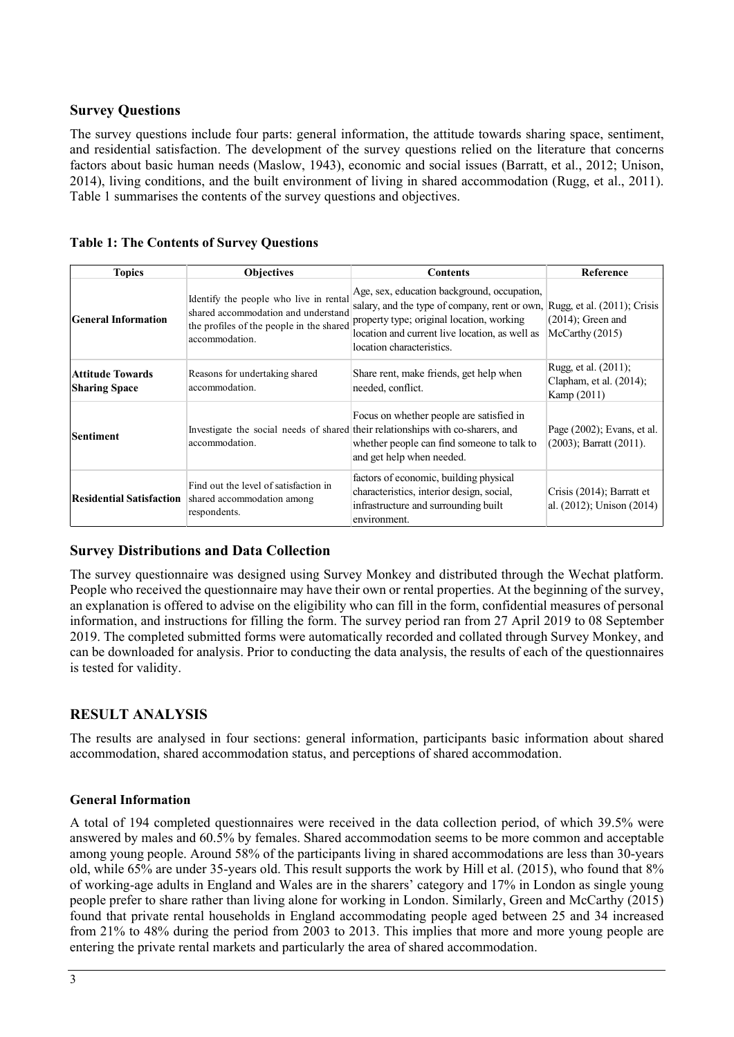## Survey Questions

The survey questions include four parts: general information, the attitude towards sharing space, sentiment, and residential satisfaction. The development of the survey questions relied on the literature that concerns factors about basic human needs (Maslow, 1943), economic and social issues (Barratt, et al., 2012; Unison, 2014), living conditions, and the built environment of living in shared accommodation (Rugg, et al., 2011). Table 1 summarises the contents of the survey questions and objectives.

**Table 1: The Contents of Survey Questions**

| Topics | Objectives | Contents | Reference |
|---|---|---|---|
| **General Information** | Identify the people who live in rental shared accommodation and understand the profiles of the people in the shared accommodation. | Age, sex, education background, occupation, salary, and the type of company, rent or own, property type; original location, working location and current live location, as well as location characteristics. | Rugg, et al. (2011); Crisis (2014); Green and McCarthy (2015) |
| **Attitude Towards Sharing Space** | Reasons for undertaking shared accommodation. | Share rent, make friends, get help when needed, conflict. | Rugg, et al. (2011); Clapham, et al. (2014); Kamp (2011) |
| **Sentiment** | Investigate the social needs of shared accommodation. | Focus on whether people are satisfied in their relationships with co-sharers, and whether people can find someone to talk to and get help when needed. | Page (2002); Evans, et al. (2003); Barratt (2011). |
| **Residential Satisfaction** | Find out the level of satisfaction in shared accommodation among respondents. | factors of economic, building physical characteristics, interior design, social, infrastructure and surrounding built environment. | Crisis (2014); Barratt et al. (2012); Unison (2014) |

## Survey Distributions and Data Collection

The survey questionnaire was designed using Survey Monkey and distributed through the Wechat platform. People who received the questionnaire may have their own or rental properties. At the beginning of the survey, an explanation is offered to advise on the eligibility who can fill in the form, confidential measures of personal information, and instructions for filling the form. The survey period ran from 27 April 2019 to 08 September 2019. The completed submitted forms were automatically recorded and collated through Survey Monkey, and can be downloaded for analysis. Prior to conducting the data analysis, the results of each of the questionnaires is tested for validity.

# RESULT ANALYSIS

The results are analysed in four sections: general information, participants basic information about shared accommodation, shared accommodation status, and perceptions of shared accommodation.

### General Information

A total of 194 completed questionnaires were received in the data collection period, of which 39.5% were answered by males and 60.5% by females. Shared accommodation seems to be more common and acceptable among young people. Around 58% of the participants living in shared accommodations are less than 30-years old, while 65% are under 35-years old. This result supports the work by Hill et al. (2015), who found that 8% of working-age adults in England and Wales are in the sharers' category and 17% in London as single young people prefer to share rather than living alone for working in London. Similarly, Green and McCarthy (2015) found that private rental households in England accommodating people aged between 25 and 34 increased from 21% to 48% during the period from 2003 to 2013. This implies that more and more young people are entering the private rental markets and particularly the area of shared accommodation.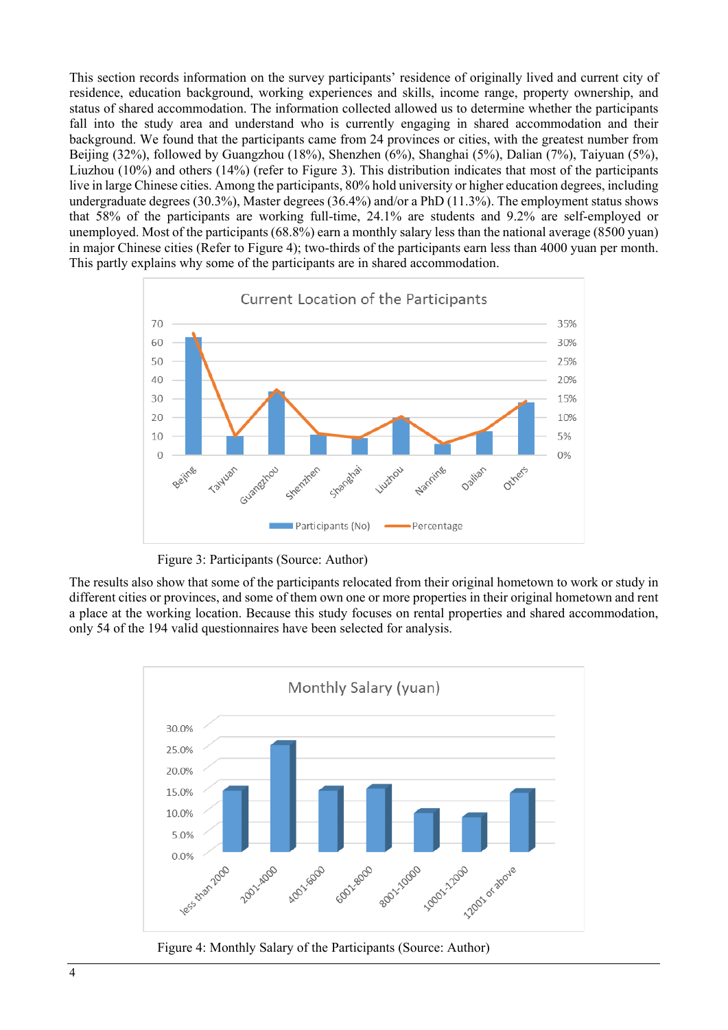This section records information on the survey participants' residence of originally lived and current city of residence, education background, working experiences and skills, income range, property ownership, and status of shared accommodation. The information collected allowed us to determine whether the participants fall into the study area and understand who is currently engaging in shared accommodation and their background. We found that the participants came from 24 provinces or cities, with the greatest number from Beijing (32%), followed by Guangzhou (18%), Shenzhen (6%), Shanghai (5%), Dalian (7%), Taiyuan (5%), Liuzhou (10%) and others (14%) (refer to Figure 3). This distribution indicates that most of the participants live in large Chinese cities. Among the participants, 80% hold university or higher education degrees, including undergraduate degrees (30.3%), Master degrees (36.4%) and/or a PhD (11.3%). The employment status shows that 58% of the participants are working full-time, 24.1% are students and 9.2% are self-employed or unemployed. Most of the participants (68.8%) earn a monthly salary less than the national average (8500 yuan) in major Chinese cities (Refer to Figure 4); two-thirds of the participants earn less than 4000 yuan per month. This partly explains why some of the participants are in shared accommodation.

Figure 3: Participants (Source: Author)

The results also show that some of the participants relocated from their original hometown to work or study in different cities or provinces, and some of them own one or more properties in their original hometown and rent a place at the working location. Because this study focuses on rental properties and shared accommodation, only 54 of the 194 valid questionnaires have been selected for analysis.

Figure 4: Monthly Salary of the Participants (Source: Author)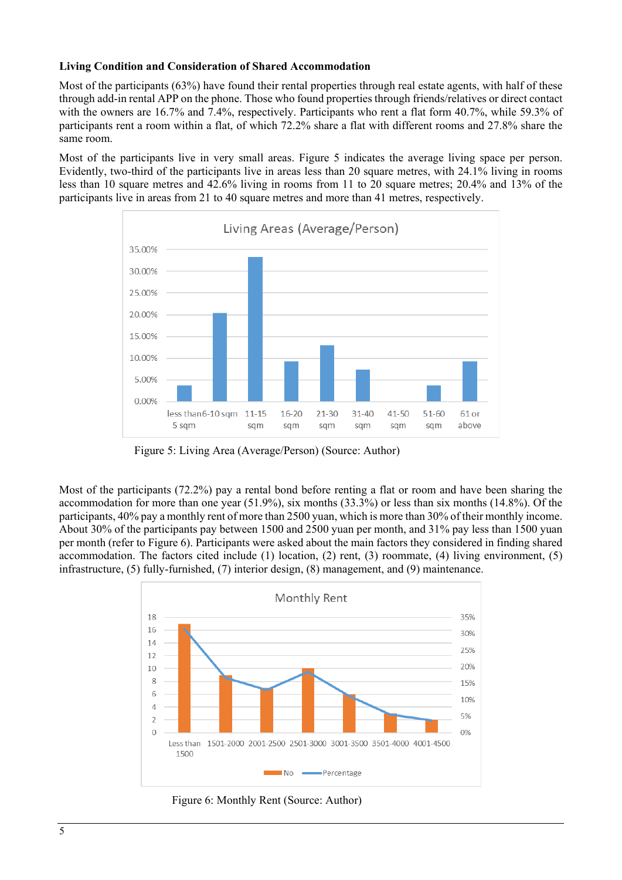**Living Condition and Consideration of Shared Accommodation**

Most of the participants (63%) have found their rental properties through real estate agents, with half of these through add-in rental APP on the phone. Those who found properties through friends/relatives or direct contact with the owners are 16.7% and 7.4%, respectively. Participants who rent a flat form 40.7%, while 59.3% of participants rent a room within a flat, of which 72.2% share a flat with different rooms and 27.8% share the same room.

Most of the participants live in very small areas. Figure 5 indicates the average living space per person. Evidently, two-third of the participants live in areas less than 20 square metres, with 24.1% living in rooms less than 10 square metres and 42.6% living in rooms from 11 to 20 square metres; 20.4% and 13% of the participants live in areas from 21 to 40 square metres and more than 41 metres, respectively.

Figure 5: Living Area (Average/Person) (Source: Author)

Most of the participants (72.2%) pay a rental bond before renting a flat or room and have been sharing the accommodation for more than one year (51.9%), six months (33.3%) or less than six months (14.8%). Of the participants, 40% pay a monthly rent of more than 2500 yuan, which is more than 30% of their monthly income. About 30% of the participants pay between 1500 and 2500 yuan per month, and 31% pay less than 1500 yuan per month (refer to Figure 6). Participants were asked about the main factors they considered in finding shared accommodation. The factors cited include (1) location, (2) rent, (3) roommate, (4) living environment, (5) infrastructure, (5) fully-furnished, (7) interior design, (8) management, and (9) maintenance.

Figure 6: Monthly Rent (Source: Author)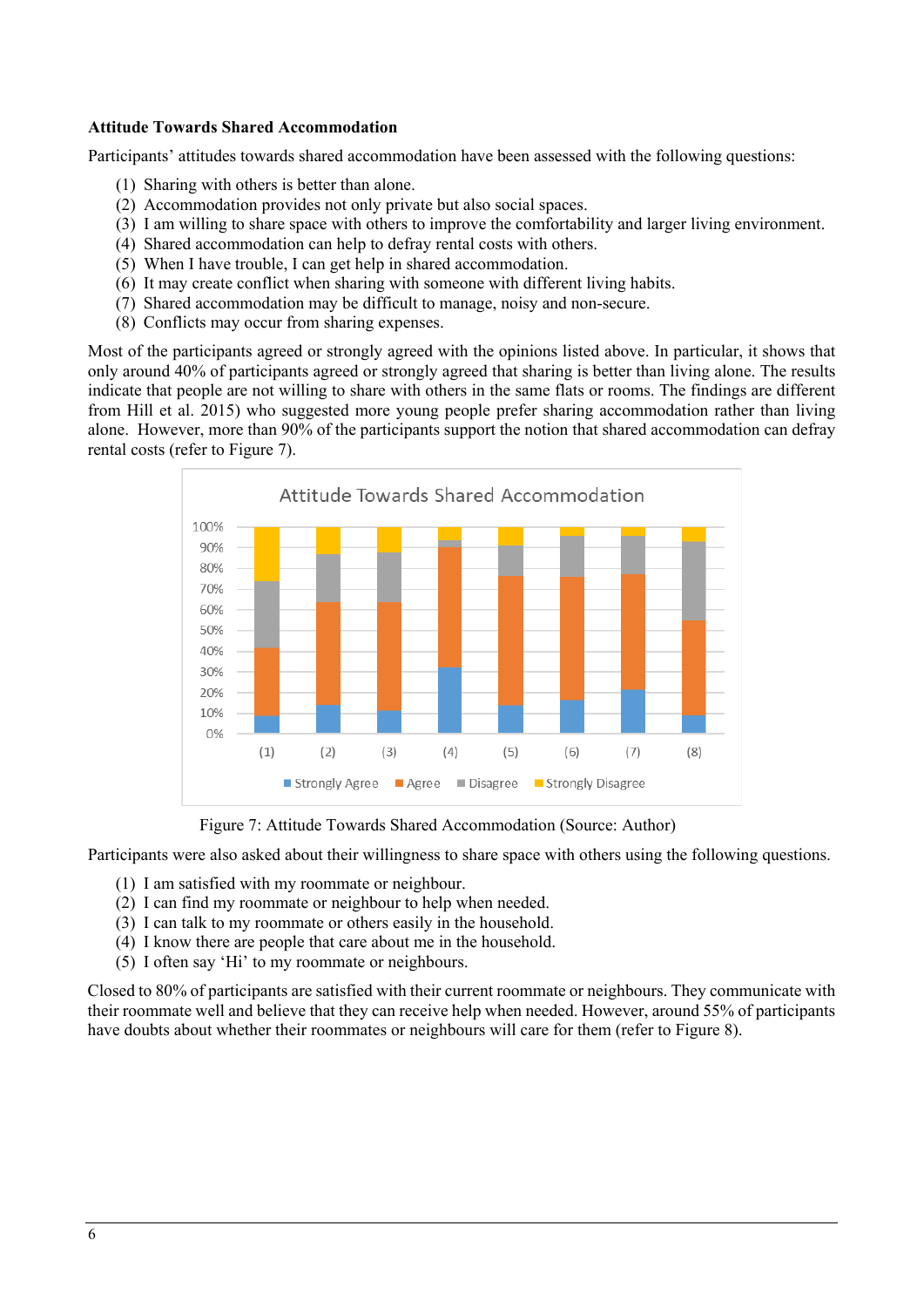**Attitude Towards Shared Accommodation**

Participants' attitudes towards shared accommodation have been assessed with the following questions:

(1) Sharing with others is better than alone.
(2) Accommodation provides not only private but also social spaces.
(3) I am willing to share space with others to improve the comfortability and larger living environment.
(4) Shared accommodation can help to defray rental costs with others.
(5) When I have trouble, I can get help in shared accommodation.
(6) It may create conflict when sharing with someone with different living habits.
(7) Shared accommodation may be difficult to manage, noisy and non-secure.
(8) Conflicts may occur from sharing expenses.

Most of the participants agreed or strongly agreed with the opinions listed above. In particular, it shows that only around 40% of participants agreed or strongly agreed that sharing is better than living alone. The results indicate that people are not willing to share with others in the same flats or rooms. The findings are different from Hill et al. 2015) who suggested more young people prefer sharing accommodation rather than living alone. However, more than 90% of the participants support the notion that shared accommodation can defray rental costs (refer to Figure 7).

Figure 7: Attitude Towards Shared Accommodation (Source: Author)

Participants were also asked about their willingness to share space with others using the following questions.

(1) I am satisfied with my roommate or neighbour.
(2) I can find my roommate or neighbour to help when needed.
(3) I can talk to my roommate or others easily in the household.
(4) I know there are people that care about me in the household.
(5) I often say 'Hi' to my roommate or neighbours.

Closed to 80% of participants are satisfied with their current roommate or neighbours. They communicate with their roommate well and believe that they can receive help when needed. However, around 55% of participants have doubts about whether their roommates or neighbours will care for them (refer to Figure 8).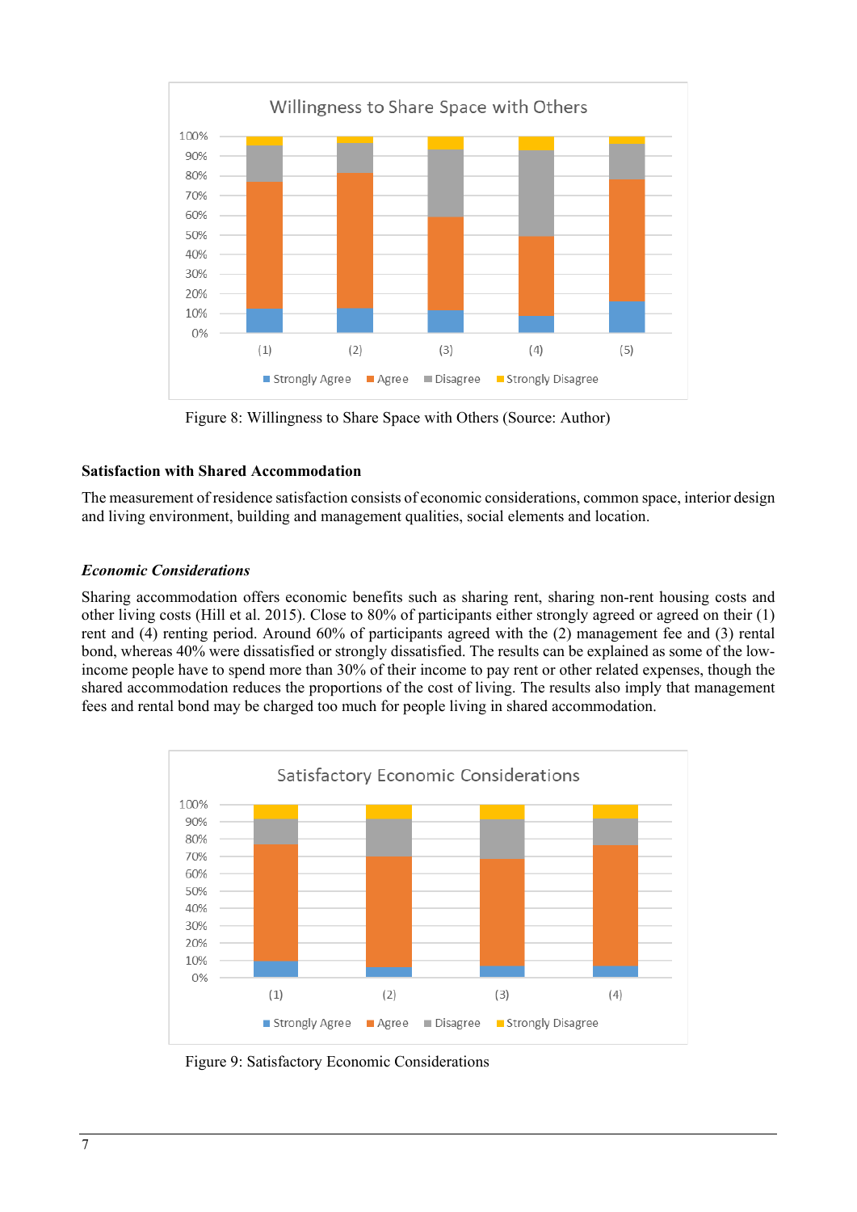Figure 8: Willingness to Share Space with Others (Source: Author)

**Satisfaction with Shared Accommodation**

The measurement of residence satisfaction consists of economic considerations, common space, interior design and living environment, building and management qualities, social elements and location.

***Economic Considerations***

Sharing accommodation offers economic benefits such as sharing rent, sharing non-rent housing costs and other living costs (Hill et al. 2015). Close to 80% of participants either strongly agreed or agreed on their (1) rent and (4) renting period. Around 60% of participants agreed with the (2) management fee and (3) rental bond, whereas 40% were dissatisfied or strongly dissatisfied. The results can be explained as some of the low-income people have to spend more than 30% of their income to pay rent or other related expenses, though the shared accommodation reduces the proportions of the cost of living. The results also imply that management fees and rental bond may be charged too much for people living in shared accommodation.

Figure 9: Satisfactory Economic Considerations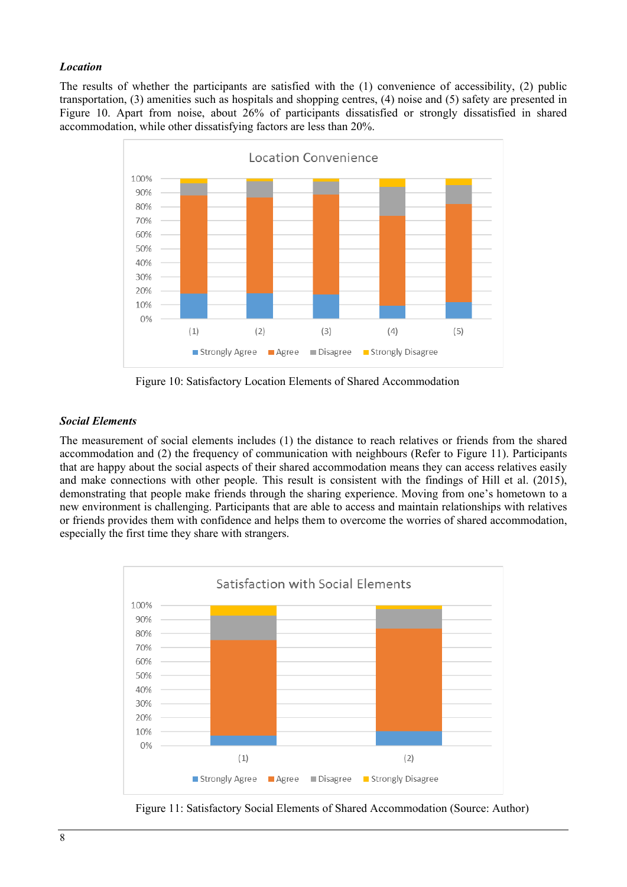***Location***

The results of whether the participants are satisfied with the (1) convenience of accessibility, (2) public transportation, (3) amenities such as hospitals and shopping centres, (4) noise and (5) safety are presented in Figure 10. Apart from noise, about 26% of participants dissatisfied or strongly dissatisfied in shared accommodation, while other dissatisfying factors are less than 20%.

Figure 10: Satisfactory Location Elements of Shared Accommodation

***Social Elements***

The measurement of social elements includes (1) the distance to reach relatives or friends from the shared accommodation and (2) the frequency of communication with neighbours (Refer to Figure 11). Participants that are happy about the social aspects of their shared accommodation means they can access relatives easily and make connections with other people. This result is consistent with the findings of Hill et al. (2015), demonstrating that people make friends through the sharing experience. Moving from one's hometown to a new environment is challenging. Participants that are able to access and maintain relationships with relatives or friends provides them with confidence and helps them to overcome the worries of shared accommodation, especially the first time they share with strangers.

Figure 11: Satisfactory Social Elements of Shared Accommodation (Source: Author)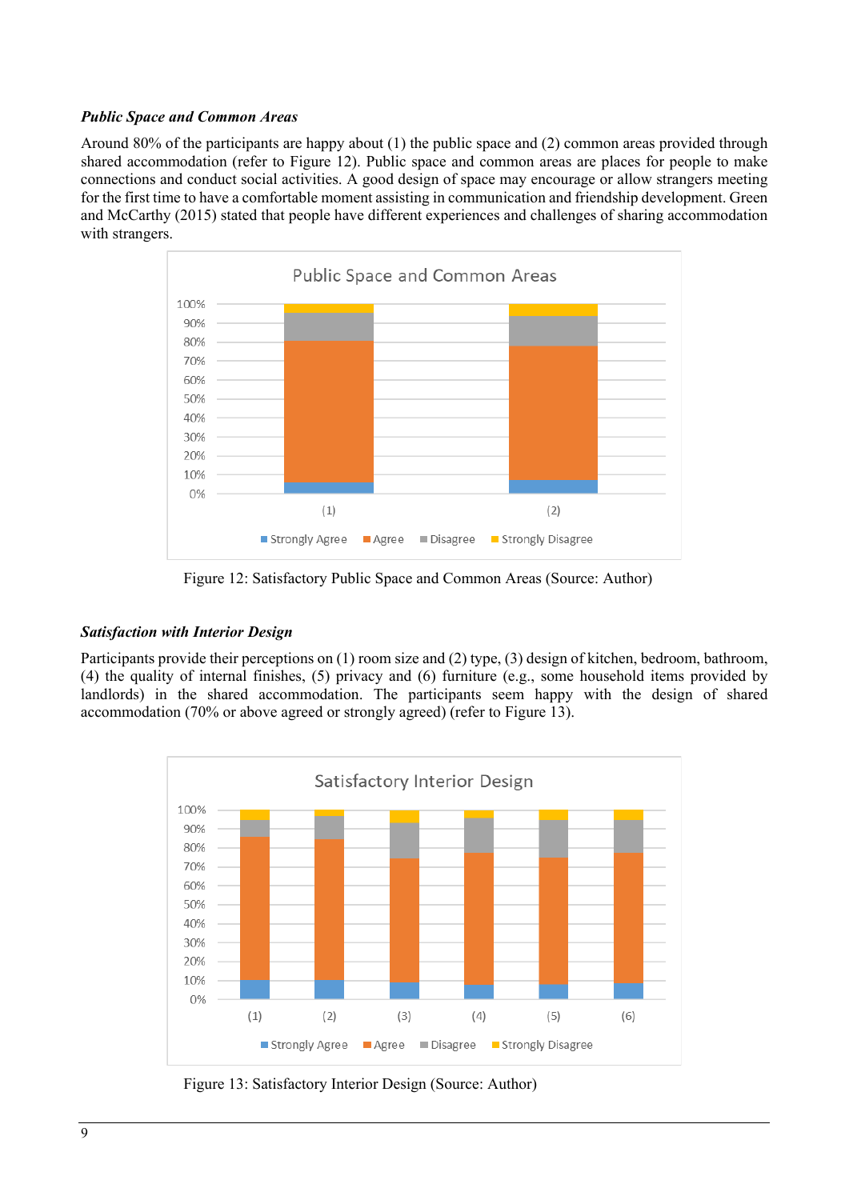*Public Space and Common Areas*

Around 80% of the participants are happy about (1) the public space and (2) common areas provided through shared accommodation (refer to Figure 12). Public space and common areas are places for people to make connections and conduct social activities. A good design of space may encourage or allow strangers meeting for the first time to have a comfortable moment assisting in communication and friendship development. Green and McCarthy (2015) stated that people have different experiences and challenges of sharing accommodation with strangers.

Figure 12: Satisfactory Public Space and Common Areas (Source: Author)

*Satisfaction with Interior Design*

Participants provide their perceptions on (1) room size and (2) type, (3) design of kitchen, bedroom, bathroom, (4) the quality of internal finishes, (5) privacy and (6) furniture (e.g., some household items provided by landlords) in the shared accommodation. The participants seem happy with the design of shared accommodation (70% or above agreed or strongly agreed) (refer to Figure 13).

Figure 13: Satisfactory Interior Design (Source: Author)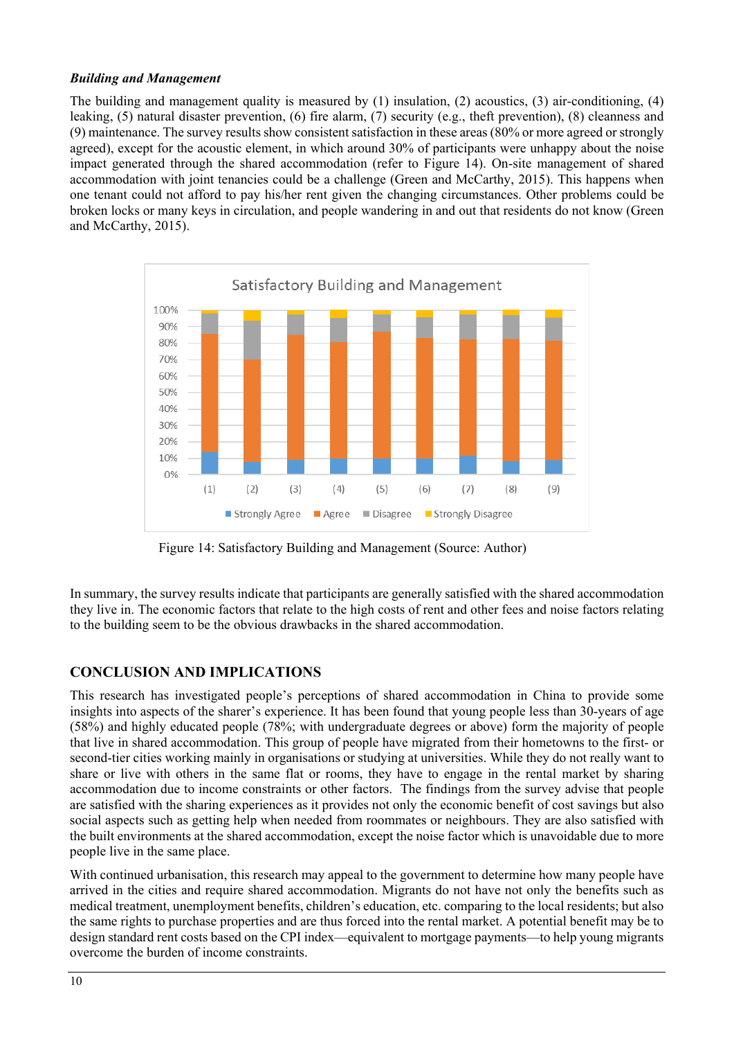***Building and Management***

The building and management quality is measured by (1) insulation, (2) acoustics, (3) air-conditioning, (4) leaking, (5) natural disaster prevention, (6) fire alarm, (7) security (e.g., theft prevention), (8) cleanness and (9) maintenance. The survey results show consistent satisfaction in these areas (80% or more agreed or strongly agreed), except for the acoustic element, in which around 30% of participants were unhappy about the noise impact generated through the shared accommodation (refer to Figure 14). On-site management of shared accommodation with joint tenancies could be a challenge (Green and McCarthy, 2015). This happens when one tenant could not afford to pay his/her rent given the changing circumstances. Other problems could be broken locks or many keys in circulation, and people wandering in and out that residents do not know (Green and McCarthy, 2015).

Figure 14: Satisfactory Building and Management (Source: Author)

In summary, the survey results indicate that participants are generally satisfied with the shared accommodation they live in. The economic factors that relate to the high costs of rent and other fees and noise factors relating to the building seem to be the obvious drawbacks in the shared accommodation.

## CONCLUSION AND IMPLICATIONS

This research has investigated people's perceptions of shared accommodation in China to provide some insights into aspects of the sharer's experience. It has been found that young people less than 30-years of age (58%) and highly educated people (78%; with undergraduate degrees or above) form the majority of people that live in shared accommodation. This group of people have migrated from their hometowns to the first- or second-tier cities working mainly in organisations or studying at universities. While they do not really want to share or live with others in the same flat or rooms, they have to engage in the rental market by sharing accommodation due to income constraints or other factors. The findings from the survey advise that people are satisfied with the sharing experiences as it provides not only the economic benefit of cost savings but also social aspects such as getting help when needed from roommates or neighbours. They are also satisfied with the built environments at the shared accommodation, except the noise factor which is unavoidable due to more people live in the same place.

With continued urbanisation, this research may appeal to the government to determine how many people have arrived in the cities and require shared accommodation. Migrants do not have not only the benefits such as medical treatment, unemployment benefits, children's education, etc. comparing to the local residents; but also the same rights to purchase properties and are thus forced into the rental market. A potential benefit may be to design standard rent costs based on the CPI index—equivalent to mortgage payments—to help young migrants overcome the burden of income constraints.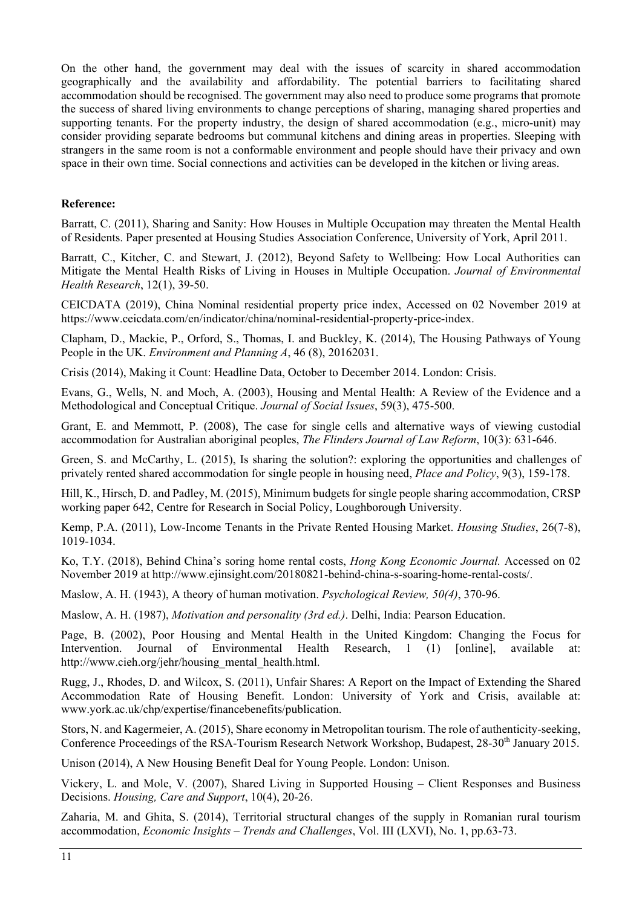On the other hand, the government may deal with the issues of scarcity in shared accommodation geographically and the availability and affordability. The potential barriers to facilitating shared accommodation should be recognised. The government may also need to produce some programs that promote the success of shared living environments to change perceptions of sharing, managing shared properties and supporting tenants. For the property industry, the design of shared accommodation (e.g., micro-unit) may consider providing separate bedrooms but communal kitchens and dining areas in properties. Sleeping with strangers in the same room is not a conformable environment and people should have their privacy and own space in their own time. Social connections and activities can be developed in the kitchen or living areas.

**Reference:**

Barratt, C. (2011), Sharing and Sanity: How Houses in Multiple Occupation may threaten the Mental Health of Residents. Paper presented at Housing Studies Association Conference, University of York, April 2011.

Barratt, C., Kitcher, C. and Stewart, J. (2012), Beyond Safety to Wellbeing: How Local Authorities can Mitigate the Mental Health Risks of Living in Houses in Multiple Occupation. *Journal of Environmental Health Research*, 12(1), 39-50.

CEICDATA (2019), China Nominal residential property price index, Accessed on 02 November 2019 at https://www.ceicdata.com/en/indicator/china/nominal-residential-property-price-index.

Clapham, D., Mackie, P., Orford, S., Thomas, I. and Buckley, K. (2014), The Housing Pathways of Young People in the UK. *Environment and Planning A*, 46 (8), 20162031.

Crisis (2014), Making it Count: Headline Data, October to December 2014. London: Crisis.

Evans, G., Wells, N. and Moch, A. (2003), Housing and Mental Health: A Review of the Evidence and a Methodological and Conceptual Critique. *Journal of Social Issues*, 59(3), 475-500.

Grant, E. and Memmott, P. (2008), The case for single cells and alternative ways of viewing custodial accommodation for Australian aboriginal peoples, *The Flinders Journal of Law Reform*, 10(3): 631-646.

Green, S. and McCarthy, L. (2015), Is sharing the solution?: exploring the opportunities and challenges of privately rented shared accommodation for single people in housing need, *Place and Policy*, 9(3), 159-178.

Hill, K., Hirsch, D. and Padley, M. (2015), Minimum budgets for single people sharing accommodation, CRSP working paper 642, Centre for Research in Social Policy, Loughborough University.

Kemp, P.A. (2011), Low-Income Tenants in the Private Rented Housing Market. *Housing Studies*, 26(7-8), 1019-1034.

Ko, T.Y. (2018), Behind China's soring home rental costs, *Hong Kong Economic Journal.* Accessed on 02 November 2019 at http://www.ejinsight.com/20180821-behind-china-s-soaring-home-rental-costs/.

Maslow, A. H. (1943), A theory of human motivation. *Psychological Review, 50(4)*, 370-96.

Maslow, A. H. (1987), *Motivation and personality (3rd ed.)*. Delhi, India: Pearson Education.

Page, B. (2002), Poor Housing and Mental Health in the United Kingdom: Changing the Focus for Intervention. Journal of Environmental Health Research, 1 (1) [online], available at: http://www.cieh.org/jehr/housing_mental_health.html.

Rugg, J., Rhodes, D. and Wilcox, S. (2011), Unfair Shares: A Report on the Impact of Extending the Shared Accommodation Rate of Housing Benefit. London: University of York and Crisis, available at: www.york.ac.uk/chp/expertise/financebenefits/publication.

Stors, N. and Kagermeier, A. (2015), Share economy in Metropolitan tourism. The role of authenticity-seeking, Conference Proceedings of the RSA-Tourism Research Network Workshop, Budapest, 28-30th January 2015.

Unison (2014), A New Housing Benefit Deal for Young People. London: Unison.

Vickery, L. and Mole, V. (2007), Shared Living in Supported Housing – Client Responses and Business Decisions. *Housing, Care and Support*, 10(4), 20-26.

Zaharia, M. and Ghita, S. (2014), Territorial structural changes of the supply in Romanian rural tourism accommodation, *Economic Insights – Trends and Challenges*, Vol. III (LXVI), No. 1, pp.63-73.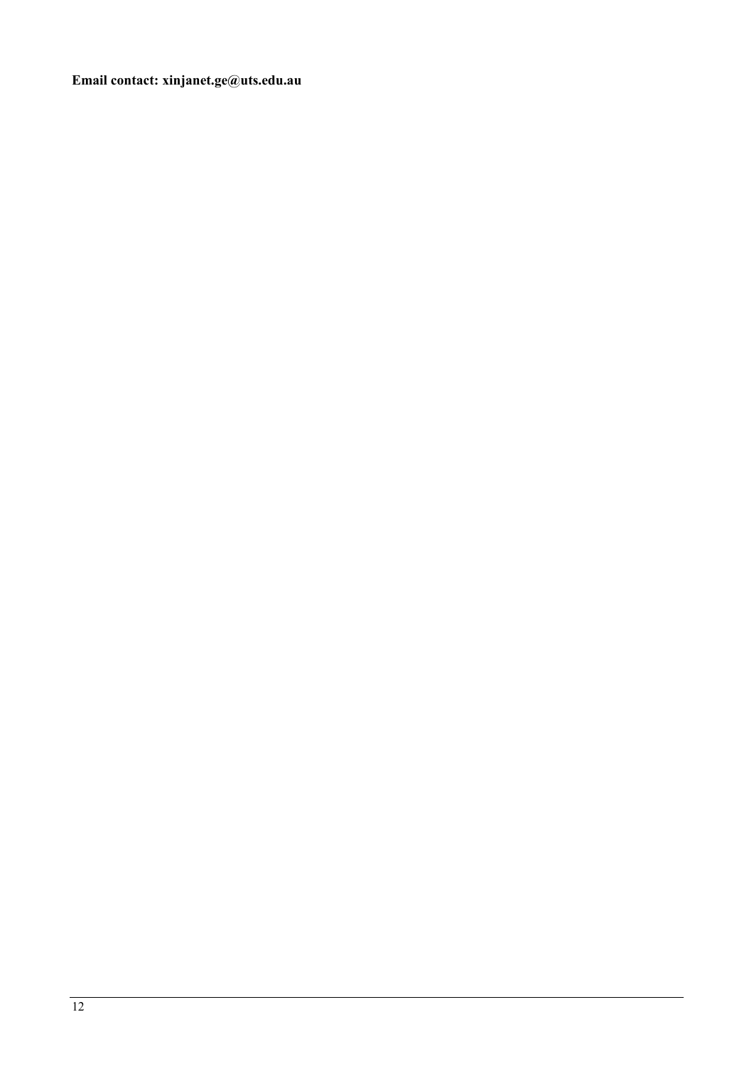**Email contact: xinjanet.ge@uts.edu.au**